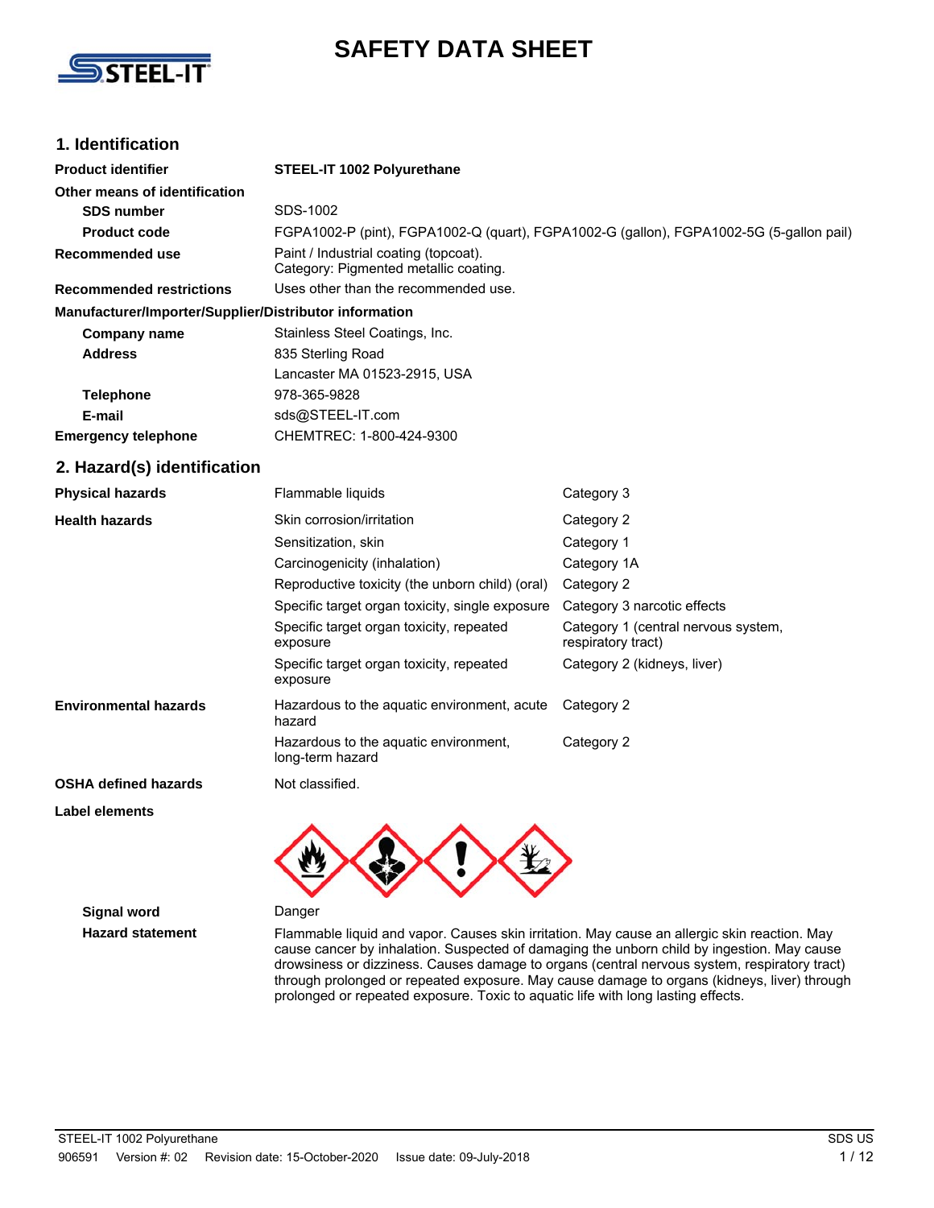# SAFETY DATA SHEET

## 1. Identification

| | |
|---|---|
| **Product identifier** | **STEEL-IT 1002 Polyurethane** |
| **Other means of identification** | |
| **SDS number** | SDS-1002 |
| **Product code** | FGPA1002-P (pint), FGPA1002-Q (quart), FGPA1002-G (gallon), FGPA1002-5G (5-gallon pail) |
| **Recommended use** | Paint / Industrial coating (topcoat). Category: Pigmented metallic coating. |
| **Recommended restrictions** | Uses other than the recommended use. |

**Manufacturer/Importer/Supplier/Distributor information**

| | |
|---|---|
| **Company name** | Stainless Steel Coatings, Inc. |
| **Address** | 835 Sterling Road<br>Lancaster MA 01523-2915, USA |
| **Telephone** | 978-365-9828 |
| **E-mail** | sds@STEEL-IT.com |
| **Emergency telephone** | CHEMTREC: 1-800-424-9300 |

## 2. Hazard(s) identification

| | | |
|---|---|---|
| **Physical hazards** | Flammable liquids | Category 3 |
| **Health hazards** | Skin corrosion/irritation | Category 2 |
| | Sensitization, skin | Category 1 |
| | Carcinogenicity (inhalation) | Category 1A |
| | Reproductive toxicity (the unborn child) (oral) | Category 2 |
| | Specific target organ toxicity, single exposure | Category 3 narcotic effects |
| | Specific target organ toxicity, repeated exposure | Category 1 (central nervous system, respiratory tract) |
| | Specific target organ toxicity, repeated exposure | Category 2 (kidneys, liver) |
| **Environmental hazards** | Hazardous to the aquatic environment, acute hazard | Category 2 |
| | Hazardous to the aquatic environment, long-term hazard | Category 2 |
| **OSHA defined hazards** | Not classified. | |

**Label elements**

**Signal word** Danger

**Hazard statement** Flammable liquid and vapor. Causes skin irritation. May cause an allergic skin reaction. May cause cancer by inhalation. Suspected of damaging the unborn child by ingestion. May cause drowsiness or dizziness. Causes damage to organs (central nervous system, respiratory tract) through prolonged or repeated exposure. May cause damage to organs (kidneys, liver) through prolonged or repeated exposure. Toxic to aquatic life with long lasting effects.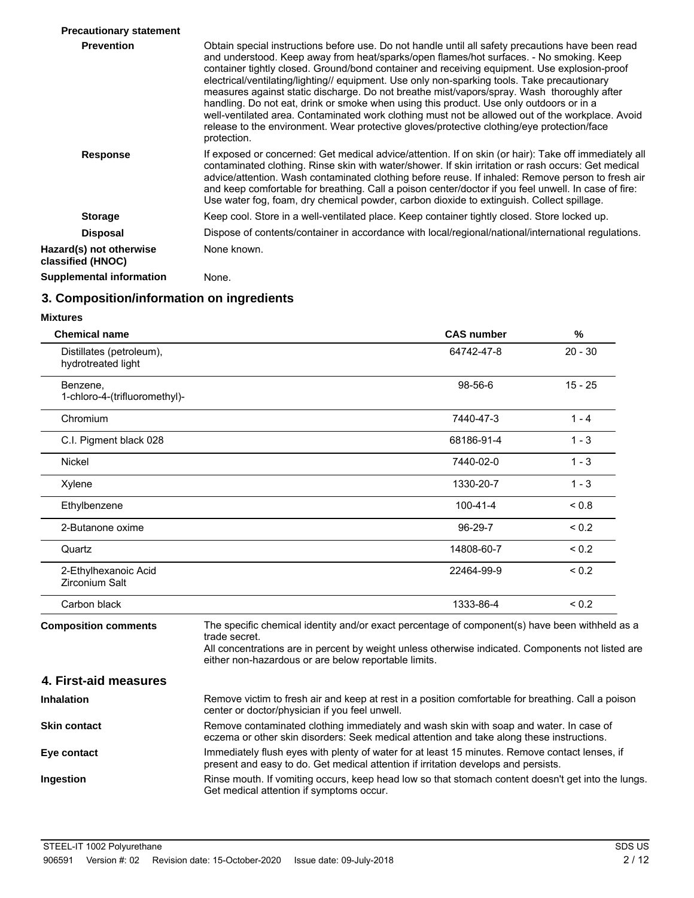**Precautionary statement**

| | |
|---|---|
| **Prevention** | Obtain special instructions before use. Do not handle until all safety precautions have been read and understood. Keep away from heat/sparks/open flames/hot surfaces. - No smoking. Keep container tightly closed. Ground/bond container and receiving equipment. Use explosion-proof electrical/ventilating/lighting// equipment. Use only non-sparking tools. Take precautionary measures against static discharge. Do not breathe mist/vapors/spray. Wash thoroughly after handling. Do not eat, drink or smoke when using this product. Use only outdoors or in a well-ventilated area. Contaminated work clothing must not be allowed out of the workplace. Avoid release to the environment. Wear protective gloves/protective clothing/eye protection/face protection. |
| **Response** | If exposed or concerned: Get medical advice/attention. If on skin (or hair): Take off immediately all contaminated clothing. Rinse skin with water/shower. If skin irritation or rash occurs: Get medical advice/attention. Wash contaminated clothing before reuse. If inhaled: Remove person to fresh air and keep comfortable for breathing. Call a poison center/doctor if you feel unwell. In case of fire: Use water fog, foam, dry chemical powder, carbon dioxide to extinguish. Collect spillage. |
| **Storage** | Keep cool. Store in a well-ventilated place. Keep container tightly closed. Store locked up. |
| **Disposal** | Dispose of contents/container in accordance with local/regional/national/international regulations. |

**Hazard(s) not otherwise classified (HNOC)** None known.

**Supplemental information** None.

## 3. Composition/information on ingredients

**Mixtures**

| Chemical name | CAS number | % |
|---|---|---|
| Distillates (petroleum), hydrotreated light | 64742-47-8 | 20 - 30 |
| Benzene, 1-chloro-4-(trifluoromethyl)- | 98-56-6 | 15 - 25 |
| Chromium | 7440-47-3 | 1 - 4 |
| C.I. Pigment black 028 | 68186-91-4 | 1 - 3 |
| Nickel | 7440-02-0 | 1 - 3 |
| Xylene | 1330-20-7 | 1 - 3 |
| Ethylbenzene | 100-41-4 | < 0.8 |
| 2-Butanone oxime | 96-29-7 | < 0.2 |
| Quartz | 14808-60-7 | < 0.2 |
| 2-Ethylhexanoic Acid Zirconium Salt | 22464-99-9 | < 0.2 |
| Carbon black | 1333-86-4 | < 0.2 |

**Composition comments** The specific chemical identity and/or exact percentage of component(s) have been withheld as a trade secret.
All concentrations are in percent by weight unless otherwise indicated. Components not listed are either non-hazardous or are below reportable limits.

## 4. First-aid measures

| | |
|---|---|
| **Inhalation** | Remove victim to fresh air and keep at rest in a position comfortable for breathing. Call a poison center or doctor/physician if you feel unwell. |
| **Skin contact** | Remove contaminated clothing immediately and wash skin with soap and water. In case of eczema or other skin disorders: Seek medical attention and take along these instructions. |
| **Eye contact** | Immediately flush eyes with plenty of water for at least 15 minutes. Remove contact lenses, if present and easy to do. Get medical attention if irritation develops and persists. |
| **Ingestion** | Rinse mouth. If vomiting occurs, keep head low so that stomach content doesn't get into the lungs. Get medical attention if symptoms occur. |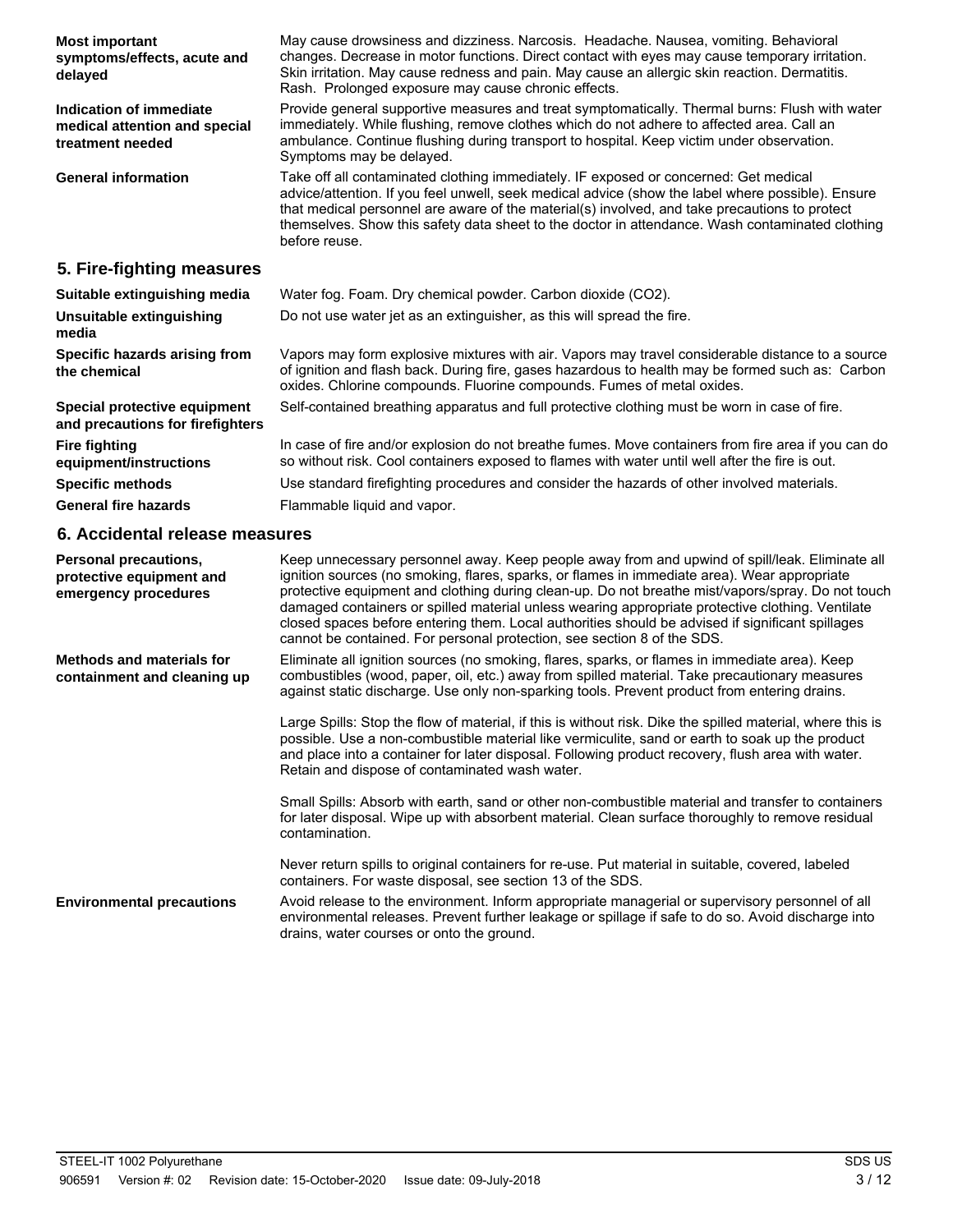**Most important symptoms/effects, acute and delayed**
May cause drowsiness and dizziness. Narcosis. Headache. Nausea, vomiting. Behavioral changes. Decrease in motor functions. Direct contact with eyes may cause temporary irritation. Skin irritation. May cause redness and pain. May cause an allergic skin reaction. Dermatitis. Rash. Prolonged exposure may cause chronic effects.

**Indication of immediate medical attention and special treatment needed**
Provide general supportive measures and treat symptomatically. Thermal burns: Flush with water immediately. While flushing, remove clothes which do not adhere to affected area. Call an ambulance. Continue flushing during transport to hospital. Keep victim under observation. Symptoms may be delayed.

**General information**
Take off all contaminated clothing immediately. IF exposed or concerned: Get medical advice/attention. If you feel unwell, seek medical advice (show the label where possible). Ensure that medical personnel are aware of the material(s) involved, and take precautions to protect themselves. Show this safety data sheet to the doctor in attendance. Wash contaminated clothing before reuse.

## 5. Fire-fighting measures

**Suitable extinguishing media**
Water fog. Foam. Dry chemical powder. Carbon dioxide ($CO_2$).

**Unsuitable extinguishing media**
Do not use water jet as an extinguisher, as this will spread the fire.

**Specific hazards arising from the chemical**
Vapors may form explosive mixtures with air. Vapors may travel considerable distance to a source of ignition and flash back. During fire, gases hazardous to health may be formed such as: Carbon oxides. Chlorine compounds. Fluorine compounds. Fumes of metal oxides.

**Special protective equipment and precautions for firefighters**
Self-contained breathing apparatus and full protective clothing must be worn in case of fire.

**Fire fighting equipment/instructions**
In case of fire and/or explosion do not breathe fumes. Move containers from fire area if you can do so without risk. Cool containers exposed to flames with water until well after the fire is out.

**Specific methods**
Use standard firefighting procedures and consider the hazards of other involved materials.

**General fire hazards**
Flammable liquid and vapor.

## 6. Accidental release measures

**Personal precautions, protective equipment and emergency procedures**
Keep unnecessary personnel away. Keep people away from and upwind of spill/leak. Eliminate all ignition sources (no smoking, flares, sparks, or flames in immediate area). Wear appropriate protective equipment and clothing during clean-up. Do not breathe mist/vapors/spray. Do not touch damaged containers or spilled material unless wearing appropriate protective clothing. Ventilate closed spaces before entering them. Local authorities should be advised if significant spillages cannot be contained. For personal protection, see section 8 of the SDS.

**Methods and materials for containment and cleaning up**
Eliminate all ignition sources (no smoking, flares, sparks, or flames in immediate area). Keep combustibles (wood, paper, oil, etc.) away from spilled material. Take precautionary measures against static discharge. Use only non-sparking tools. Prevent product from entering drains.

Large Spills: Stop the flow of material, if this is without risk. Dike the spilled material, where this is possible. Use a non-combustible material like vermiculite, sand or earth to soak up the product and place into a container for later disposal. Following product recovery, flush area with water. Retain and dispose of contaminated wash water.

Small Spills: Absorb with earth, sand or other non-combustible material and transfer to containers for later disposal. Wipe up with absorbent material. Clean surface thoroughly to remove residual contamination.

Never return spills to original containers for re-use. Put material in suitable, covered, labeled containers. For waste disposal, see section 13 of the SDS.

**Environmental precautions**
Avoid release to the environment. Inform appropriate managerial or supervisory personnel of all environmental releases. Prevent further leakage or spillage if safe to do so. Avoid discharge into drains, water courses or onto the ground.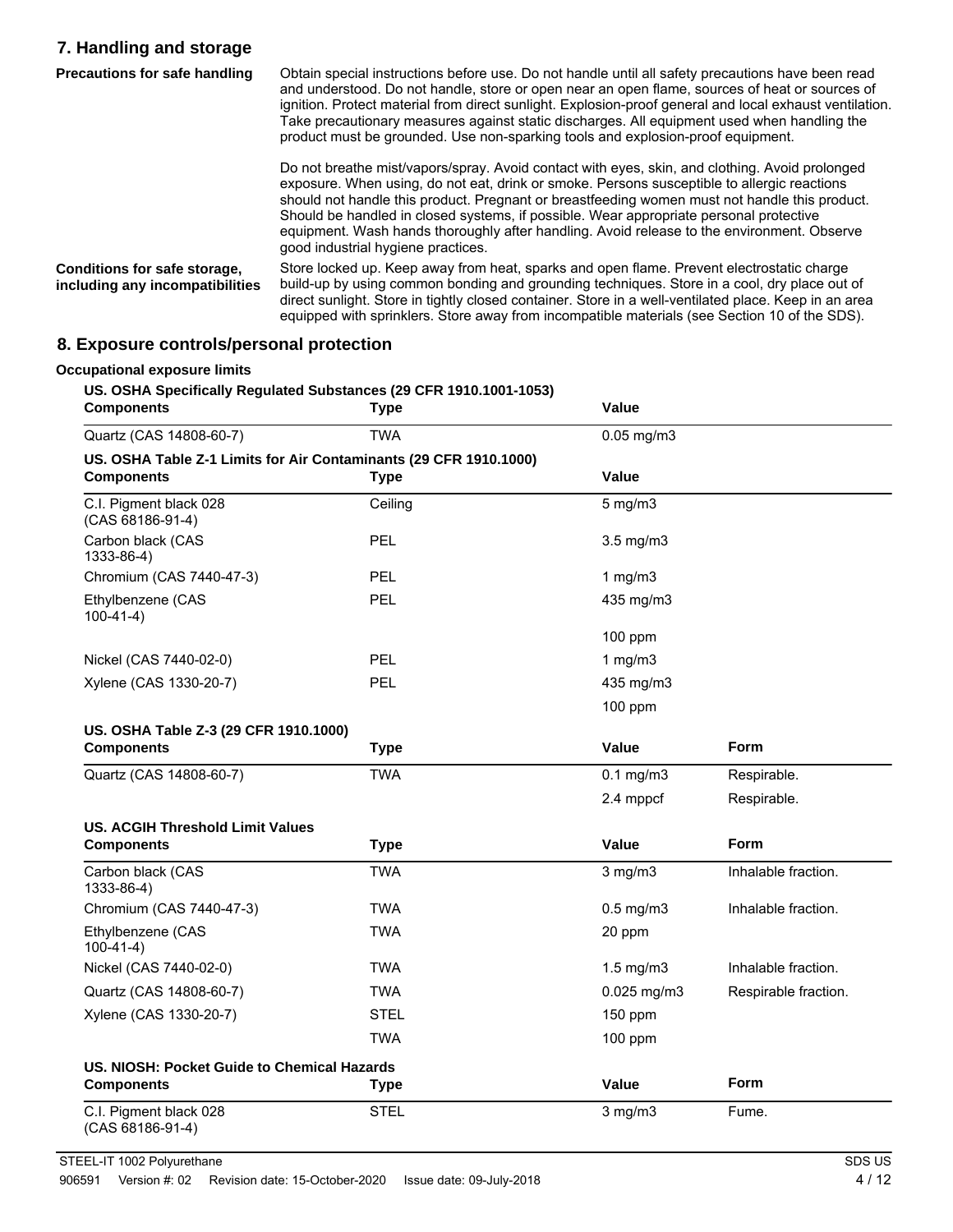## 7. Handling and storage

**Precautions for safe handling**

Obtain special instructions before use. Do not handle until all safety precautions have been read and understood. Do not handle, store or open near an open flame, sources of heat or sources of ignition. Protect material from direct sunlight. Explosion-proof general and local exhaust ventilation. Take precautionary measures against static discharges. All equipment used when handling the product must be grounded. Use non-sparking tools and explosion-proof equipment.

Do not breathe mist/vapors/spray. Avoid contact with eyes, skin, and clothing. Avoid prolonged exposure. When using, do not eat, drink or smoke. Persons susceptible to allergic reactions should not handle this product. Pregnant or breastfeeding women must not handle this product. Should be handled in closed systems, if possible. Wear appropriate personal protective equipment. Wash hands thoroughly after handling. Avoid release to the environment. Observe good industrial hygiene practices.

**Conditions for safe storage, including any incompatibilities**

Store locked up. Keep away from heat, sparks and open flame. Prevent electrostatic charge build-up by using common bonding and grounding techniques. Store in a cool, dry place out of direct sunlight. Store in tightly closed container. Store in a well-ventilated place. Keep in an area equipped with sprinklers. Store away from incompatible materials (see Section 10 of the SDS).

## 8. Exposure controls/personal protection

**Occupational exposure limits**

**US. OSHA Specifically Regulated Substances (29 CFR 1910.1001-1053)**

| Components | Type | Value |
|---|---|---|
| Quartz (CAS 14808-60-7) | TWA | 0.05 mg/m3 |

**US. OSHA Table Z-1 Limits for Air Contaminants (29 CFR 1910.1000)**

| Components | Type | Value |
|---|---|---|
| C.I. Pigment black 028 (CAS 68186-91-4) | Ceiling | 5 mg/m3 |
| Carbon black (CAS 1333-86-4) | PEL | 3.5 mg/m3 |
| Chromium (CAS 7440-47-3) | PEL | 1 mg/m3 |
| Ethylbenzene (CAS 100-41-4) | PEL | 435 mg/m3 |
| | | 100 ppm |
| Nickel (CAS 7440-02-0) | PEL | 1 mg/m3 |
| Xylene (CAS 1330-20-7) | PEL | 435 mg/m3 |
| | | 100 ppm |

**US. OSHA Table Z-3 (29 CFR 1910.1000)**

| Components | Type | Value | Form |
|---|---|---|---|
| Quartz (CAS 14808-60-7) | TWA | 0.1 mg/m3 | Respirable. |
| | | 2.4 mppcf | Respirable. |

**US. ACGIH Threshold Limit Values**

| Components | Type | Value | Form |
|---|---|---|---|
| Carbon black (CAS 1333-86-4) | TWA | 3 mg/m3 | Inhalable fraction. |
| Chromium (CAS 7440-47-3) | TWA | 0.5 mg/m3 | Inhalable fraction. |
| Ethylbenzene (CAS 100-41-4) | TWA | 20 ppm | |
| Nickel (CAS 7440-02-0) | TWA | 1.5 mg/m3 | Inhalable fraction. |
| Quartz (CAS 14808-60-7) | TWA | 0.025 mg/m3 | Respirable fraction. |
| Xylene (CAS 1330-20-7) | STEL | 150 ppm | |
| | TWA | 100 ppm | |

**US. NIOSH: Pocket Guide to Chemical Hazards**

| Components | Type | Value | Form |
|---|---|---|---|
| C.I. Pigment black 028 (CAS 68186-91-4) | STEL | 3 mg/m3 | Fume. |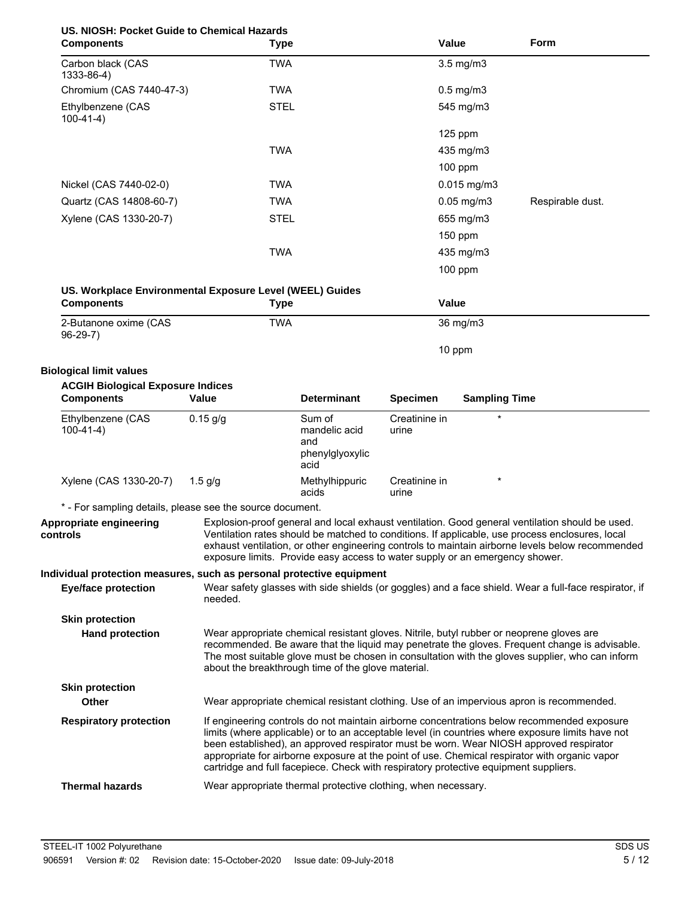**US. NIOSH: Pocket Guide to Chemical Hazards**

| Components | Type | Value | Form |
|---|---|---|---|
| Carbon black (CAS 1333-86-4) | TWA | 3.5 mg/m3 | |
| Chromium (CAS 7440-47-3) | TWA | 0.5 mg/m3 | |
| Ethylbenzene (CAS 100-41-4) | STEL | 545 mg/m3 | |
| | | 125 ppm | |
| | TWA | 435 mg/m3 | |
| | | 100 ppm | |
| Nickel (CAS 7440-02-0) | TWA | 0.015 mg/m3 | |
| Quartz (CAS 14808-60-7) | TWA | 0.05 mg/m3 | Respirable dust. |
| Xylene (CAS 1330-20-7) | STEL | 655 mg/m3 | |
| | | 150 ppm | |
| | TWA | 435 mg/m3 | |
| | | 100 ppm | |

**US. Workplace Environmental Exposure Level (WEEL) Guides**

| Components | Type | Value |
|---|---|---|
| 2-Butanone oxime (CAS 96-29-7) | TWA | 36 mg/m3 |
| | | 10 ppm |

**Biological limit values**

**ACGIH Biological Exposure Indices**

| Components | Value | Determinant | Specimen | Sampling Time |
|---|---|---|---|---|
| Ethylbenzene (CAS 100-41-4) | 0.15 g/g | Sum of mandelic acid and phenylglyoxylic acid | Creatinine in urine | * |
| Xylene (CAS 1330-20-7) | 1.5 g/g | Methylhippuric acids | Creatinine in urine | * |

\* - For sampling details, please see the source document.

**Appropriate engineering controls**
Explosion-proof general and local exhaust ventilation. Good general ventilation should be used. Ventilation rates should be matched to conditions. If applicable, use process enclosures, local exhaust ventilation, or other engineering controls to maintain airborne levels below recommended exposure limits. Provide easy access to water supply or an emergency shower.

**Individual protection measures, such as personal protective equipment**

**Eye/face protection**
Wear safety glasses with side shields (or goggles) and a face shield. Wear a full-face respirator, if needed.

**Skin protection**

**Hand protection**
Wear appropriate chemical resistant gloves. Nitrile, butyl rubber or neoprene gloves are recommended. Be aware that the liquid may penetrate the gloves. Frequent change is advisable. The most suitable glove must be chosen in consultation with the gloves supplier, who can inform about the breakthrough time of the glove material.

**Skin protection**

**Other**
Wear appropriate chemical resistant clothing. Use of an impervious apron is recommended.

**Respiratory protection**
If engineering controls do not maintain airborne concentrations below recommended exposure limits (where applicable) or to an acceptable level (in countries where exposure limits have not been established), an approved respirator must be worn. Wear NIOSH approved respirator appropriate for airborne exposure at the point of use. Chemical respirator with organic vapor cartridge and full facepiece. Check with respiratory protective equipment suppliers.

**Thermal hazards**
Wear appropriate thermal protective clothing, when necessary.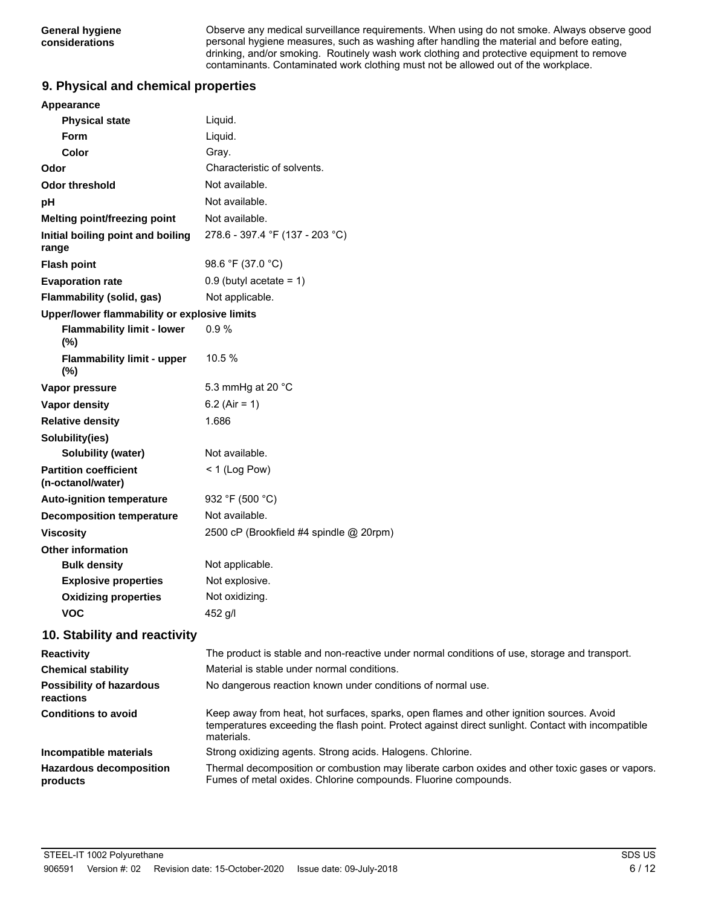| | |
|---|---|
| **General hygiene considerations** | Observe any medical surveillance requirements. When using do not smoke. Always observe good personal hygiene measures, such as washing after handling the material and before eating, drinking, and/or smoking. Routinely wash work clothing and protective equipment to remove contaminants. Contaminated work clothing must not be allowed out of the workplace. |

## 9. Physical and chemical properties

| | |
|---|---|
| **Appearance** | |
| **Physical state** | Liquid. |
| **Form** | Liquid. |
| **Color** | Gray. |
| **Odor** | Characteristic of solvents. |
| **Odor threshold** | Not available. |
| **pH** | Not available. |
| **Melting point/freezing point** | Not available. |
| **Initial boiling point and boiling range** | 278.6 - 397.4 °F (137 - 203 °C) |
| **Flash point** | 98.6 °F (37.0 °C) |
| **Evaporation rate** | 0.9 (butyl acetate = 1) |
| **Flammability (solid, gas)** | Not applicable. |
| **Upper/lower flammability or explosive limits** | |
| **Flammability limit - lower (%)** | 0.9 % |
| **Flammability limit - upper (%)** | 10.5 % |
| **Vapor pressure** | 5.3 mmHg at 20 °C |
| **Vapor density** | 6.2 (Air = 1) |
| **Relative density** | 1.686 |
| **Solubility(ies)** | |
| **Solubility (water)** | Not available. |
| **Partition coefficient (n-octanol/water)** | < 1 (Log Pow) |
| **Auto-ignition temperature** | 932 °F (500 °C) |
| **Decomposition temperature** | Not available. |
| **Viscosity** | 2500 cP (Brookfield #4 spindle @ 20rpm) |
| **Other information** | |
| **Bulk density** | Not applicable. |
| **Explosive properties** | Not explosive. |
| **Oxidizing properties** | Not oxidizing. |
| **VOC** | 452 g/l |

## 10. Stability and reactivity

| | |
|---|---|
| **Reactivity** | The product is stable and non-reactive under normal conditions of use, storage and transport. |
| **Chemical stability** | Material is stable under normal conditions. |
| **Possibility of hazardous reactions** | No dangerous reaction known under conditions of normal use. |
| **Conditions to avoid** | Keep away from heat, hot surfaces, sparks, open flames and other ignition sources. Avoid temperatures exceeding the flash point. Protect against direct sunlight. Contact with incompatible materials. |
| **Incompatible materials** | Strong oxidizing agents. Strong acids. Halogens. Chlorine. |
| **Hazardous decomposition products** | Thermal decomposition or combustion may liberate carbon oxides and other toxic gases or vapors. Fumes of metal oxides. Chlorine compounds. Fluorine compounds. |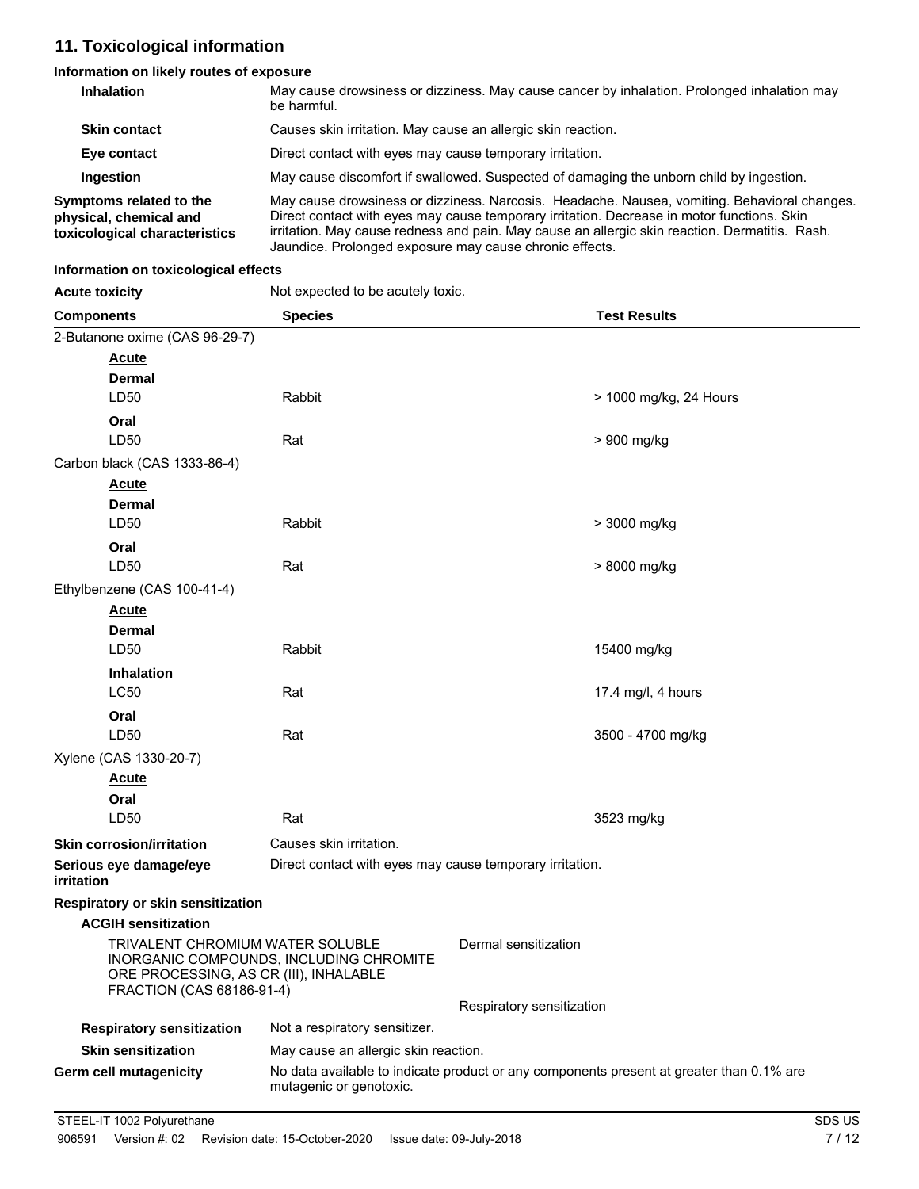## 11. Toxicological information

### Information on likely routes of exposure

**Inhalation** May cause drowsiness or dizziness. May cause cancer by inhalation. Prolonged inhalation may be harmful.

**Skin contact** Causes skin irritation. May cause an allergic skin reaction.

**Eye contact** Direct contact with eyes may cause temporary irritation.

**Ingestion** May cause discomfort if swallowed. Suspected of damaging the unborn child by ingestion.

**Symptoms related to the physical, chemical and toxicological characteristics** May cause drowsiness or dizziness. Narcosis. Headache. Nausea, vomiting. Behavioral changes. Direct contact with eyes may cause temporary irritation. Decrease in motor functions. Skin irritation. May cause redness and pain. May cause an allergic skin reaction. Dermatitis. Rash. Jaundice. Prolonged exposure may cause chronic effects.

### Information on toxicological effects

**Acute toxicity** Not expected to be acutely toxic.

| Components | Species | Test Results |
|---|---|---|
| 2-Butanone oxime (CAS 96-29-7) | | |
| ***Acute*** | | |
| **Dermal** | | |
| LD50 | Rabbit | > 1000 mg/kg, 24 Hours |
| **Oral** | | |
| LD50 | Rat | > 900 mg/kg |
| Carbon black (CAS 1333-86-4) | | |
| ***Acute*** | | |
| **Dermal** | | |
| LD50 | Rabbit | > 3000 mg/kg |
| **Oral** | | |
| LD50 | Rat | > 8000 mg/kg |
| Ethylbenzene (CAS 100-41-4) | | |
| ***Acute*** | | |
| **Dermal** | | |
| LD50 | Rabbit | 15400 mg/kg |
| **Inhalation** | | |
| LC50 | Rat | 17.4 mg/l, 4 hours |
| **Oral** | | |
| LD50 | Rat | 3500 - 4700 mg/kg |
| Xylene (CAS 1330-20-7) | | |
| ***Acute*** | | |
| **Oral** | | |
| LD50 | Rat | 3523 mg/kg |

**Skin corrosion/irritation** Causes skin irritation.

**Serious eye damage/eye irritation** Direct contact with eyes may cause temporary irritation.

**Respiratory or skin sensitization**

**ACGIH sensitization**

| | |
|---|---|
| TRIVALENT CHROMIUM WATER SOLUBLE INORGANIC COMPOUNDS, INCLUDING CHROMITE ORE PROCESSING, AS CR (III), INHALABLE FRACTION (CAS 68186-91-4) | Dermal sensitization |
| | Respiratory sensitization |

**Respiratory sensitization** Not a respiratory sensitizer.

**Skin sensitization** May cause an allergic skin reaction.

**Germ cell mutagenicity** No data available to indicate product or any components present at greater than 0.1% are mutagenic or genotoxic.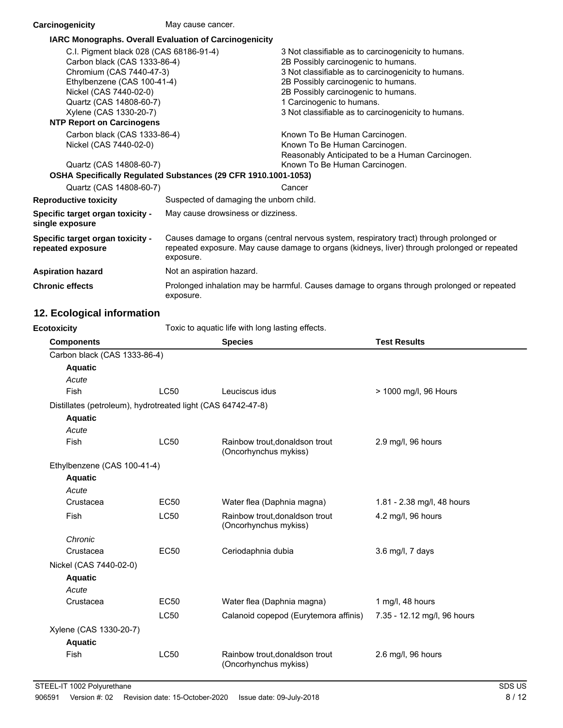**Carcinogenicity** May cause cancer.

**IARC Monographs. Overall Evaluation of Carcinogenicity**

| | |
|---|---|
| C.I. Pigment black 028 (CAS 68186-91-4) | 3 Not classifiable as to carcinogenicity to humans. |
| Carbon black (CAS 1333-86-4) | 2B Possibly carcinogenic to humans. |
| Chromium (CAS 7440-47-3) | 3 Not classifiable as to carcinogenicity to humans. |
| Ethylbenzene (CAS 100-41-4) | 2B Possibly carcinogenic to humans. |
| Nickel (CAS 7440-02-0) | 2B Possibly carcinogenic to humans. |
| Quartz (CAS 14808-60-7) | 1 Carcinogenic to humans. |
| Xylene (CAS 1330-20-7) | 3 Not classifiable as to carcinogenicity to humans. |

**NTP Report on Carcinogens**

| | |
|---|---|
| Carbon black (CAS 1333-86-4) | Known To Be Human Carcinogen. |
| Nickel (CAS 7440-02-0) | Known To Be Human Carcinogen.<br>Reasonably Anticipated to be a Human Carcinogen. |
| Quartz (CAS 14808-60-7) | Known To Be Human Carcinogen. |

**OSHA Specifically Regulated Substances (29 CFR 1910.1001-1053)**

| | |
|---|---|
| Quartz (CAS 14808-60-7) | Cancer |

**Reproductive toxicity** Suspected of damaging the unborn child.

**Specific target organ toxicity - single exposure** May cause drowsiness or dizziness.

**Specific target organ toxicity - repeated exposure** Causes damage to organs (central nervous system, respiratory tract) through prolonged or repeated exposure. May cause damage to organs (kidneys, liver) through prolonged or repeated exposure.

**Aspiration hazard** Not an aspiration hazard.

**Chronic effects** Prolonged inhalation may be harmful. Causes damage to organs through prolonged or repeated exposure.

## 12. Ecological information

**Ecotoxicity** Toxic to aquatic life with long lasting effects.

| Components | | Species | Test Results |
|---|---|---|---|
| Carbon black (CAS 1333-86-4) | | | |
| **Aquatic** | | | |
| *Acute* | | | |
| Fish | LC50 | Leuciscus idus | > 1000 mg/l, 96 Hours |
| Distillates (petroleum), hydrotreated light (CAS 64742-47-8) | | | |
| **Aquatic** | | | |
| *Acute* | | | |
| Fish | LC50 | Rainbow trout,donaldson trout (Oncorhynchus mykiss) | 2.9 mg/l, 96 hours |
| Ethylbenzene (CAS 100-41-4) | | | |
| **Aquatic** | | | |
| *Acute* | | | |
| Crustacea | EC50 | Water flea (Daphnia magna) | 1.81 - 2.38 mg/l, 48 hours |
| Fish | LC50 | Rainbow trout,donaldson trout (Oncorhynchus mykiss) | 4.2 mg/l, 96 hours |
| *Chronic* | | | |
| Crustacea | EC50 | Ceriodaphnia dubia | 3.6 mg/l, 7 days |
| Nickel (CAS 7440-02-0) | | | |
| **Aquatic** | | | |
| *Acute* | | | |
| Crustacea | EC50 | Water flea (Daphnia magna) | 1 mg/l, 48 hours |
| | LC50 | Calanoid copepod (Eurytemora affinis) | 7.35 - 12.12 mg/l, 96 hours |
| Xylene (CAS 1330-20-7) | | | |
| **Aquatic** | | | |
| Fish | LC50 | Rainbow trout,donaldson trout (Oncorhynchus mykiss) | 2.6 mg/l, 96 hours |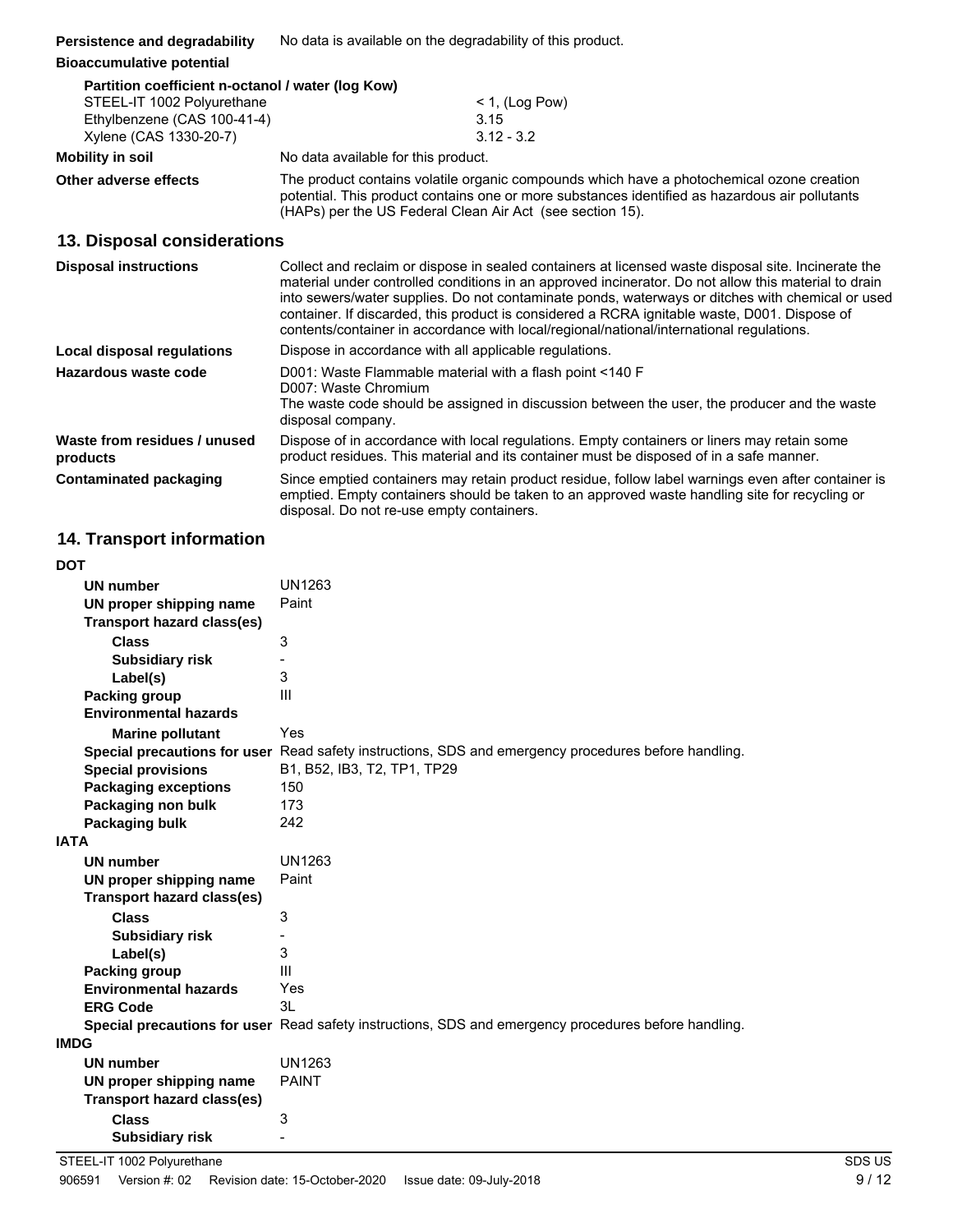**Persistence and degradability** No data is available on the degradability of this product.

**Bioaccumulative potential**

**Partition coefficient n-octanol / water (log Kow)**

| | |
|---|---|
| STEEL-IT 1002 Polyurethane | < 1, (Log Pow) |
| Ethylbenzene (CAS 100-41-4) | 3.15 |
| Xylene (CAS 1330-20-7) | 3.12 - 3.2 |

**Mobility in soil** No data available for this product.

**Other adverse effects** The product contains volatile organic compounds which have a photochemical ozone creation potential. This product contains one or more substances identified as hazardous air pollutants (HAPs) per the US Federal Clean Air Act (see section 15).

## 13. Disposal considerations

**Disposal instructions** Collect and reclaim or dispose in sealed containers at licensed waste disposal site. Incinerate the material under controlled conditions in an approved incinerator. Do not allow this material to drain into sewers/water supplies. Do not contaminate ponds, waterways or ditches with chemical or used container. If discarded, this product is considered a RCRA ignitable waste, D001. Dispose of contents/container in accordance with local/regional/national/international regulations.

**Local disposal regulations** Dispose in accordance with all applicable regulations.

**Hazardous waste code** D001: Waste Flammable material with a flash point <140 F
D007: Waste Chromium
The waste code should be assigned in discussion between the user, the producer and the waste disposal company.

**Waste from residues / unused products** Dispose of in accordance with local regulations. Empty containers or liners may retain some product residues. This material and its container must be disposed of in a safe manner.

**Contaminated packaging** Since emptied containers may retain product residue, follow label warnings even after container is emptied. Empty containers should be taken to an approved waste handling site for recycling or disposal. Do not re-use empty containers.

## 14. Transport information

**DOT**

| | |
|---|---|
| **UN number** | UN1263 |
| **UN proper shipping name** | Paint |
| **Transport hazard class(es)** | |
| **Class** | 3 |
| **Subsidiary risk** | - |
| **Label(s)** | 3 |
| **Packing group** | III |
| **Environmental hazards** | |
| **Marine pollutant** | Yes |
| **Special precautions for user** | Read safety instructions, SDS and emergency procedures before handling. |
| **Special provisions** | B1, B52, IB3, T2, TP1, TP29 |
| **Packaging exceptions** | 150 |
| **Packaging non bulk** | 173 |
| **Packaging bulk** | 242 |

**IATA**

| | |
|---|---|
| **UN number** | UN1263 |
| **UN proper shipping name** | Paint |
| **Transport hazard class(es)** | |
| **Class** | 3 |
| **Subsidiary risk** | - |
| **Label(s)** | 3 |
| **Packing group** | III |
| **Environmental hazards** | Yes |
| **ERG Code** | 3L |
| **Special precautions for user** | Read safety instructions, SDS and emergency procedures before handling. |

**IMDG**

| | |
|---|---|
| **UN number** | UN1263 |
| **UN proper shipping name** | PAINT |
| **Transport hazard class(es)** | |
| **Class** | 3 |
| **Subsidiary risk** | - |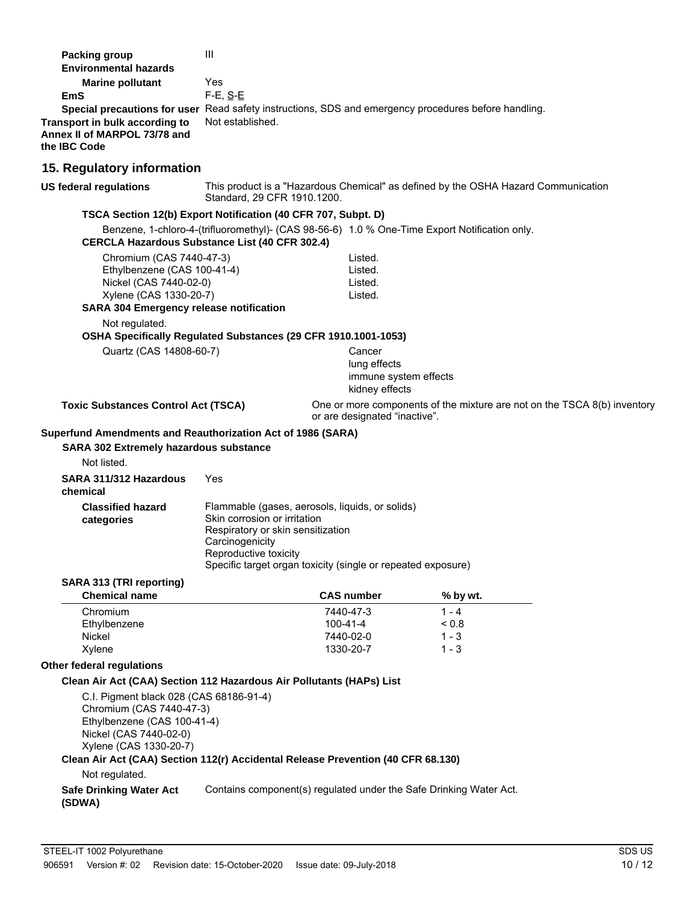**Packing group** III

**Environmental hazards**

**Marine pollutant** Yes

**EmS** F-E, S-E

**Special precautions for user** Read safety instructions, SDS and emergency procedures before handling.

**Transport in bulk according to Annex II of MARPOL 73/78 and the IBC Code** Not established.

## 15. Regulatory information

**US federal regulations** This product is a "Hazardous Chemical" as defined by the OSHA Hazard Communication Standard, 29 CFR 1910.1200.

**TSCA Section 12(b) Export Notification (40 CFR 707, Subpt. D)**

Benzene, 1-chloro-4-(trifluoromethyl)- (CAS 98-56-6) 1.0 % One-Time Export Notification only.

**CERCLA Hazardous Substance List (40 CFR 302.4)**

| | |
|---|---|
| Chromium (CAS 7440-47-3) | Listed. |
| Ethylbenzene (CAS 100-41-4) | Listed. |
| Nickel (CAS 7440-02-0) | Listed. |
| Xylene (CAS 1330-20-7) | Listed. |

**SARA 304 Emergency release notification**

Not regulated.

**OSHA Specifically Regulated Substances (29 CFR 1910.1001-1053)**

Quartz (CAS 14808-60-7) Cancer
lung effects
immune system effects
kidney effects

**Toxic Substances Control Act (TSCA)** One or more components of the mixture are not on the TSCA 8(b) inventory or are designated "inactive".

**Superfund Amendments and Reauthorization Act of 1986 (SARA)**

**SARA 302 Extremely hazardous substance**

Not listed.

**SARA 311/312 Hazardous chemical** Yes

**Classified hazard categories**
Flammable (gases, aerosols, liquids, or solids)
Skin corrosion or irritation
Respiratory or skin sensitization
Carcinogenicity
Reproductive toxicity
Specific target organ toxicity (single or repeated exposure)

**SARA 313 (TRI reporting)**

| Chemical name | CAS number | % by wt. |
|---|---|---|
| Chromium | 7440-47-3 | 1 - 4 |
| Ethylbenzene | 100-41-4 | < 0.8 |
| Nickel | 7440-02-0 | 1 - 3 |
| Xylene | 1330-20-7 | 1 - 3 |

**Other federal regulations**

**Clean Air Act (CAA) Section 112 Hazardous Air Pollutants (HAPs) List**

C.I. Pigment black 028 (CAS 68186-91-4)
Chromium (CAS 7440-47-3)
Ethylbenzene (CAS 100-41-4)
Nickel (CAS 7440-02-0)
Xylene (CAS 1330-20-7)

**Clean Air Act (CAA) Section 112(r) Accidental Release Prevention (40 CFR 68.130)**

Not regulated.

**Safe Drinking Water Act (SDWA)** Contains component(s) regulated under the Safe Drinking Water Act.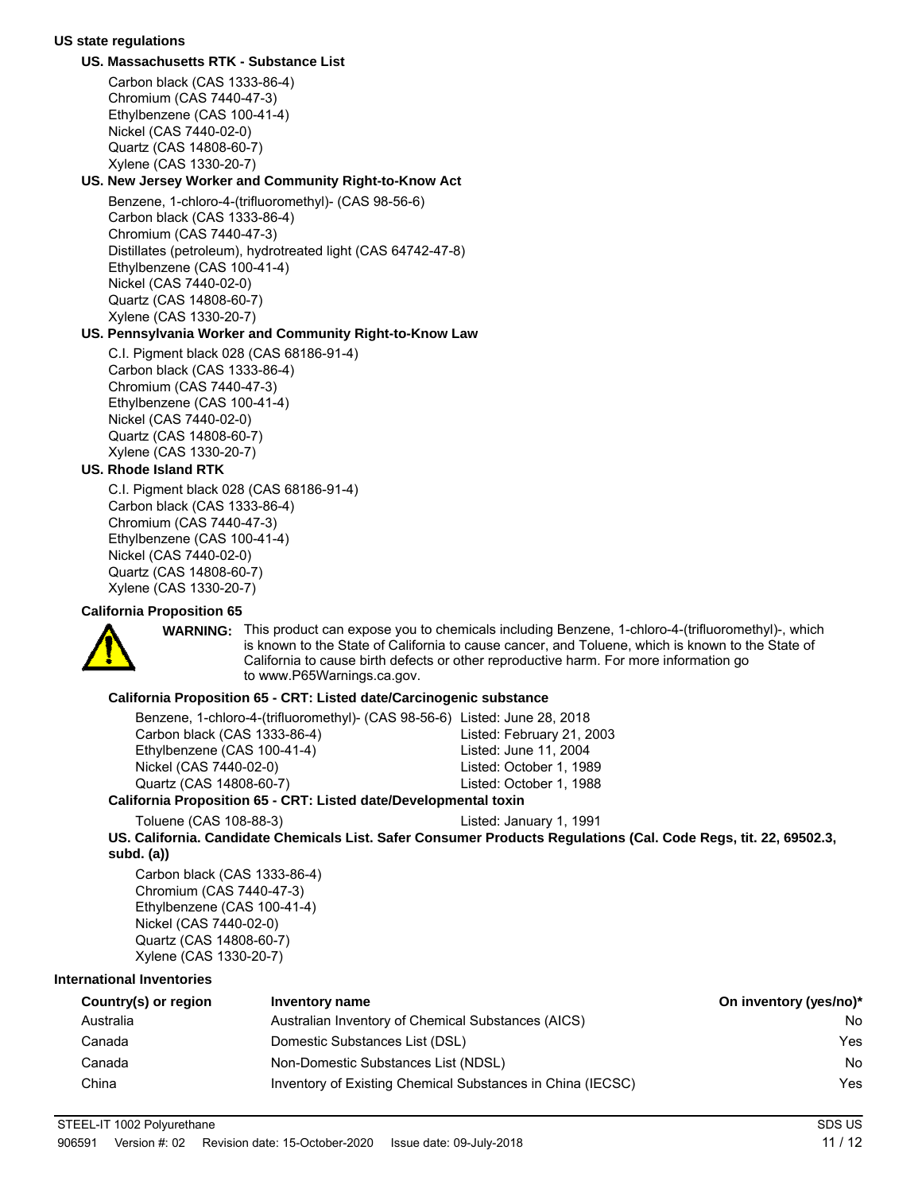## US state regulations

### US. Massachusetts RTK - Substance List

Carbon black (CAS 1333-86-4)
Chromium (CAS 7440-47-3)
Ethylbenzene (CAS 100-41-4)
Nickel (CAS 7440-02-0)
Quartz (CAS 14808-60-7)
Xylene (CAS 1330-20-7)

### US. New Jersey Worker and Community Right-to-Know Act

Benzene, 1-chloro-4-(trifluoromethyl)- (CAS 98-56-6)
Carbon black (CAS 1333-86-4)
Chromium (CAS 7440-47-3)
Distillates (petroleum), hydrotreated light (CAS 64742-47-8)
Ethylbenzene (CAS 100-41-4)
Nickel (CAS 7440-02-0)
Quartz (CAS 14808-60-7)
Xylene (CAS 1330-20-7)

### US. Pennsylvania Worker and Community Right-to-Know Law

C.I. Pigment black 028 (CAS 68186-91-4)
Carbon black (CAS 1333-86-4)
Chromium (CAS 7440-47-3)
Ethylbenzene (CAS 100-41-4)
Nickel (CAS 7440-02-0)
Quartz (CAS 14808-60-7)
Xylene (CAS 1330-20-7)

### US. Rhode Island RTK

C.I. Pigment black 028 (CAS 68186-91-4)
Carbon black (CAS 1333-86-4)
Chromium (CAS 7440-47-3)
Ethylbenzene (CAS 100-41-4)
Nickel (CAS 7440-02-0)
Quartz (CAS 14808-60-7)
Xylene (CAS 1330-20-7)

### California Proposition 65

**WARNING:** This product can expose you to chemicals including Benzene, 1-chloro-4-(trifluoromethyl)-, which is known to the State of California to cause cancer, and Toluene, which is known to the State of California to cause birth defects or other reproductive harm. For more information go to www.P65Warnings.ca.gov.

**California Proposition 65 - CRT: Listed date/Carcinogenic substance**

| Substance | Listed date |
|---|---|
| Benzene, 1-chloro-4-(trifluoromethyl)- (CAS 98-56-6) | Listed: June 28, 2018 |
| Carbon black (CAS 1333-86-4) | Listed: February 21, 2003 |
| Ethylbenzene (CAS 100-41-4) | Listed: June 11, 2004 |
| Nickel (CAS 7440-02-0) | Listed: October 1, 1989 |
| Quartz (CAS 14808-60-7) | Listed: October 1, 1988 |

**California Proposition 65 - CRT: Listed date/Developmental toxin**

| Substance | Listed date |
|---|---|
| Toluene (CAS 108-88-3) | Listed: January 1, 1991 |

**US. California. Candidate Chemicals List. Safer Consumer Products Regulations (Cal. Code Regs, tit. 22, 69502.3, subd. (a))**

Carbon black (CAS 1333-86-4)
Chromium (CAS 7440-47-3)
Ethylbenzene (CAS 100-41-4)
Nickel (CAS 7440-02-0)
Quartz (CAS 14808-60-7)
Xylene (CAS 1330-20-7)

## International Inventories

| Country(s) or region | Inventory name | On inventory (yes/no)* |
|---|---|---|
| Australia | Australian Inventory of Chemical Substances (AICS) | No |
| Canada | Domestic Substances List (DSL) | Yes |
| Canada | Non-Domestic Substances List (NDSL) | No |
| China | Inventory of Existing Chemical Substances in China (IECSC) | Yes |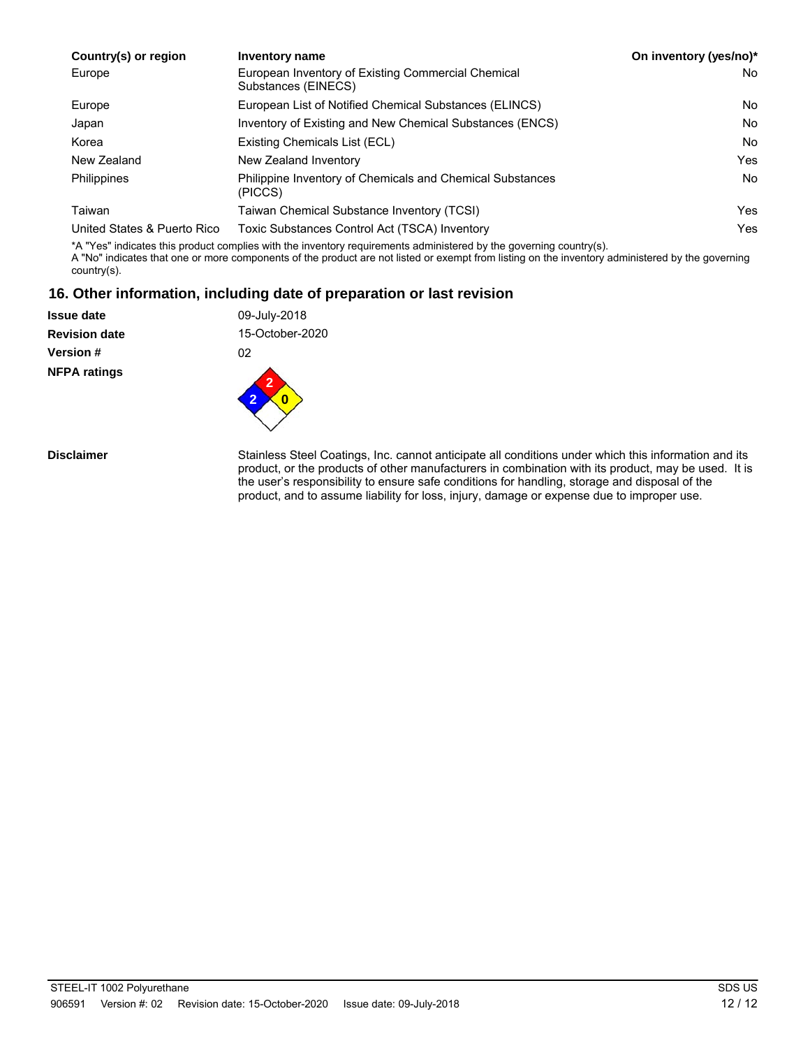| Country(s) or region | Inventory name | On inventory (yes/no)* |
|---|---|---|
| Europe | European Inventory of Existing Commercial Chemical Substances (EINECS) | No |
| Europe | European List of Notified Chemical Substances (ELINCS) | No |
| Japan | Inventory of Existing and New Chemical Substances (ENCS) | No |
| Korea | Existing Chemicals List (ECL) | No |
| New Zealand | New Zealand Inventory | Yes |
| Philippines | Philippine Inventory of Chemicals and Chemical Substances (PICCS) | No |
| Taiwan | Taiwan Chemical Substance Inventory (TCSI) | Yes |
| United States & Puerto Rico | Toxic Substances Control Act (TSCA) Inventory | Yes |

*A "Yes" indicates this product complies with the inventory requirements administered by the governing country(s).
A "No" indicates that one or more components of the product are not listed or exempt from listing on the inventory administered by the governing country(s).

## 16. Other information, including date of preparation or last revision

**Issue date** 09-July-2018

**Revision date** 15-October-2020

**Version #** 02

**NFPA ratings**

2
2 0

**Disclaimer** Stainless Steel Coatings, Inc. cannot anticipate all conditions under which this information and its product, or the products of other manufacturers in combination with its product, may be used. It is the user's responsibility to ensure safe conditions for handling, storage and disposal of the product, and to assume liability for loss, injury, damage or expense due to improper use.